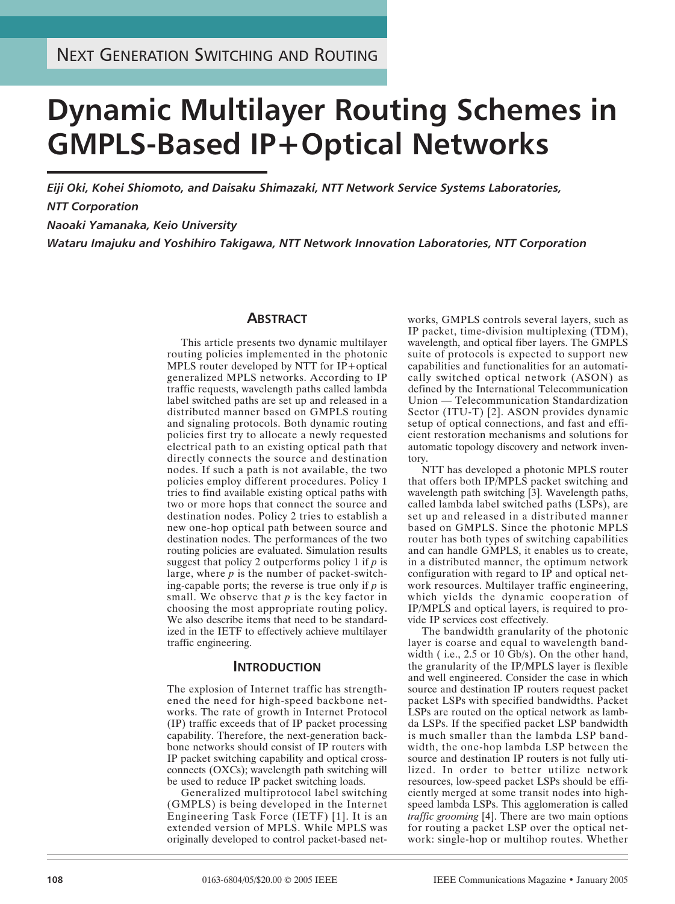NEXT GENERATION SWITCHING AND ROUTING

# Dynamic Multilayer Routing Schemes in GMPLS-Based IP+Optical Networks

*Eiji Oki, Kohei Shiomoto, and Daisaku Shimazaki, NTT Network Service Systems Laboratories, NTT Corporation*

*Naoaki Yamanaka, Keio University*

*Wataru Imajuku and Yoshihiro Takigawa, NTT Network Innovation Laboratories, NTT Corporation*

## ABSTRACT

This article presents two dynamic multilayer routing policies implemented in the photonic MPLS router developed by NTT for IP+optical generalized MPLS networks. According to IP traffic requests, wavelength paths called lambda label switched paths are set up and released in a distributed manner based on GMPLS routing and signaling protocols. Both dynamic routing policies first try to allocate a newly requested electrical path to an existing optical path that directly connects the source and destination nodes. If such a path is not available, the two policies employ different procedures. Policy 1 tries to find available existing optical paths with two or more hops that connect the source and destination nodes. Policy 2 tries to establish a new one-hop optical path between source and destination nodes. The performances of the two routing policies are evaluated. Simulation results suggest that policy 2 outperforms policy 1 if *p* is large, where *p* is the number of packet-switching-capable ports; the reverse is true only if *p* is small. We observe that *p* is the key factor in choosing the most appropriate routing policy. We also describe items that need to be standardized in the IETF to effectively achieve multilayer traffic engineering.

## INTRODUCTION

The explosion of Internet traffic has strengthened the need for high-speed backbone networks. The rate of growth in Internet Protocol (IP) traffic exceeds that of IP packet processing capability. Therefore, the next-generation backbone networks should consist of IP routers with IP packet switching capability and optical cross-connects (OXCs); wavelength path switching will be used to reduce IP packet switching loads.

Generalized multiprotocol label switching (GMPLS) is being developed in the Internet Engineering Task Force (IETF) [1]. It is an extended version of MPLS. While MPLS was originally developed to control packet-based networks, GMPLS controls several layers, such as IP packet, time-division multiplexing (TDM), wavelength, and optical fiber layers. The GMPLS suite of protocols is expected to support new capabilities and functionalities for an automatically switched optical network (ASON) as defined by the International Telecommunication Union — Telecommunication Standardization Sector (ITU-T) [2]. ASON provides dynamic setup of optical connections, and fast and efficient restoration mechanisms and solutions for automatic topology discovery and network inventory.

NTT has developed a photonic MPLS router that offers both IP/MPLS packet switching and wavelength path switching [3]. Wavelength paths, called lambda label switched paths (LSPs), are set up and released in a distributed manner based on GMPLS. Since the photonic MPLS router has both types of switching capabilities and can handle GMPLS, it enables us to create, in a distributed manner, the optimum network configuration with regard to IP and optical network resources. Multilayer traffic engineering, which yields the dynamic cooperation of IP/MPLS and optical layers, is required to provide IP services cost effectively.

The bandwidth granularity of the photonic layer is coarse and equal to wavelength bandwidth ( i.e., 2.5 or 10 Gb/s). On the other hand, the granularity of the IP/MPLS layer is flexible and well engineered. Consider the case in which source and destination IP routers request packet packet LSPs with specified bandwidths. Packet LSPs are routed on the optical network as lambda LSPs. If the specified packet LSP bandwidth is much smaller than the lambda LSP bandwidth, the one-hop lambda LSP between the source and destination IP routers is not fully utilized. In order to better utilize network resources, low-speed packet LSPs should be efficiently merged at some transit nodes into high-speed lambda LSPs. This agglomeration is called *traffic grooming* [4]. There are two main options for routing a packet LSP over the optical network: single-hop or multihop routes. Whether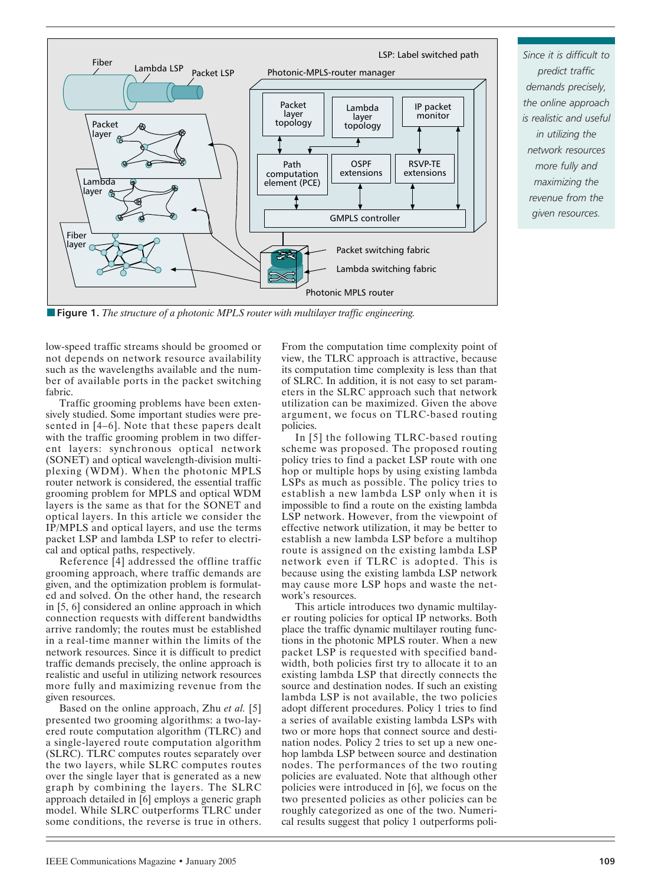**Figure 1.** *The structure of a photonic MPLS router with multilayer traffic engineering.*

low-speed traffic streams should be groomed or not depends on network resource availability such as the wavelengths available and the number of available ports in the packet switching fabric.

Traffic grooming problems have been extensively studied. Some important studies were presented in [4–6]. Note that these papers dealt with the traffic grooming problem in two different layers: synchronous optical network (SONET) and optical wavelength-division multiplexing (WDM). When the photonic MPLS router network is considered, the essential traffic grooming problem for MPLS and optical WDM layers is the same as that for the SONET and optical layers. In this article we consider the IP/MPLS and optical layers, and use the terms packet LSP and lambda LSP to refer to electrical and optical paths, respectively.

Reference [4] addressed the offline traffic grooming approach, where traffic demands are given, and the optimization problem is formulated and solved. On the other hand, the research in [5, 6] considered an online approach in which connection requests with different bandwidths arrive randomly; the routes must be established in a real-time manner within the limits of the network resources. Since it is difficult to predict traffic demands precisely, the online approach is realistic and useful in utilizing network resources more fully and maximizing revenue from the given resources.

Based on the online approach, Zhu *et al.* [5] presented two grooming algorithms: a two-layered route computation algorithm (TLRC) and a single-layered route computation algorithm (SLRC). TLRC computes routes separately over the two layers, while SLRC computes routes over the single layer that is generated as a new graph by combining the layers. The SLRC approach detailed in [6] employs a generic graph model. While SLRC outperforms TLRC under some conditions, the reverse is true in others.

From the computation time complexity point of view, the TLRC approach is attractive, because its computation time complexity is less than that of SLRC. In addition, it is not easy to set parameters in the SLRC approach such that network utilization can be maximized. Given the above argument, we focus on TLRC-based routing policies.

In [5] the following TLRC-based routing scheme was proposed. The proposed routing policy tries to find a packet LSP route with one hop or multiple hops by using existing lambda LSPs as much as possible. The policy tries to establish a new lambda LSP only when it is impossible to find a route on the existing lambda LSP network. However, from the viewpoint of effective network utilization, it may be better to establish a new lambda LSP before a multihop route is assigned on the existing lambda LSP network even if TLRC is adopted. This is because using the existing lambda LSP network may cause more LSP hops and waste the network's resources.

This article introduces two dynamic multilayer routing policies for optical IP networks. Both place the traffic dynamic multilayer routing functions in the photonic MPLS router. When a new packet LSP is requested with specified bandwidth, both policies first try to allocate it to an existing lambda LSP that directly connects the source and destination nodes. If such an existing lambda LSP is not available, the two policies adopt different procedures. Policy 1 tries to find a series of available existing lambda LSPs with two or more hops that connect source and destination nodes. Policy 2 tries to set up a new one-hop lambda LSP between source and destination nodes. The performances of the two routing policies are evaluated. Note that although other policies were introduced in [6], we focus on the two presented policies as other policies can be roughly categorized as one of the two. Numerical results suggest that policy 1 outperforms poli-

*Since it is difficult to predict traffic demands precisely, the online approach is realistic and useful in utilizing the network resources more fully and maximizing the revenue from the given resources.*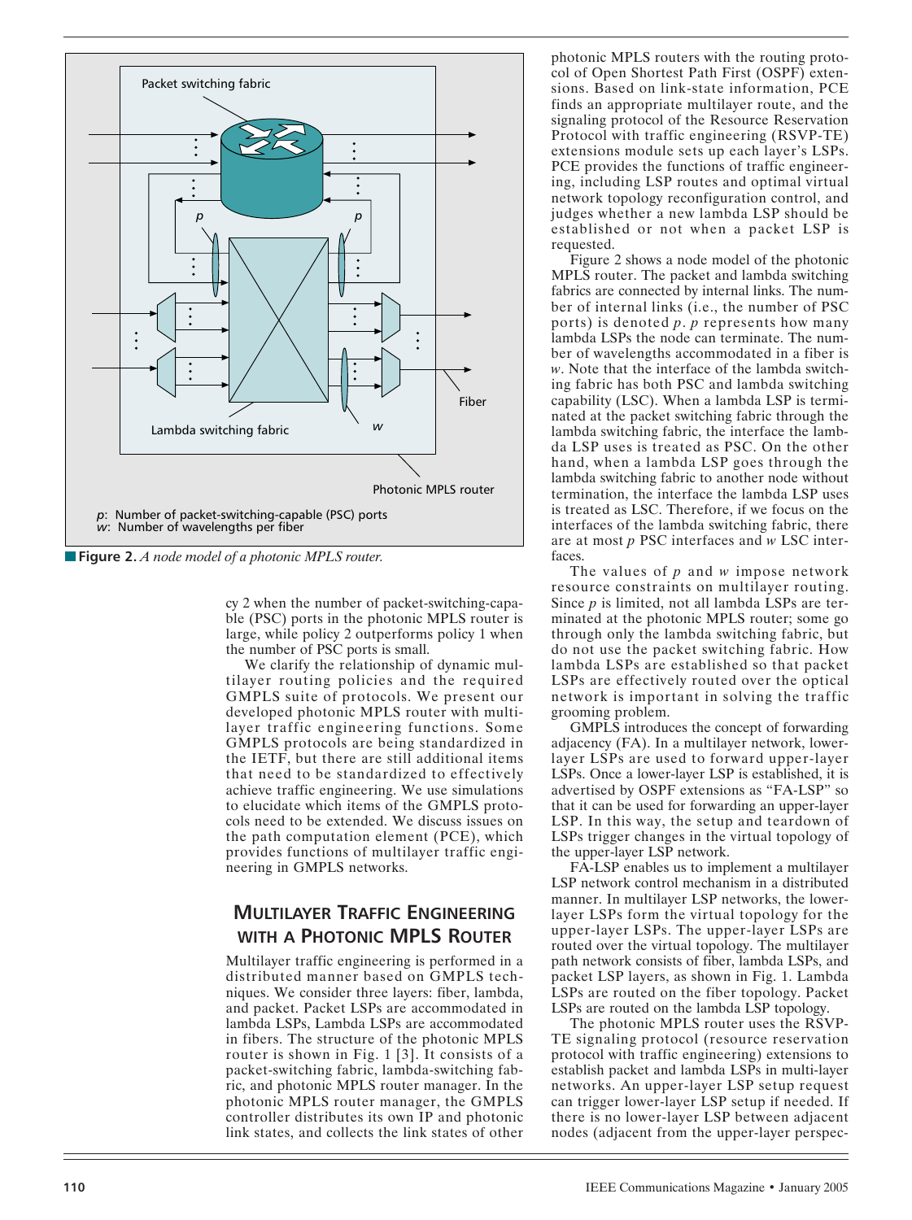Packet switching fabric

Lambda switching fabric

Fiber

Photonic MPLS router

*p*: Number of packet-switching-capable (PSC) ports
*w*: Number of wavelengths per fiber

**Figure 2.** *A node model of a photonic MPLS router.*

cy 2 when the number of packet-switching-capable (PSC) ports in the photonic MPLS router is large, while policy 2 outperforms policy 1 when the number of PSC ports is small.

We clarify the relationship of dynamic multilayer routing policies and the required GMPLS suite of protocols. We present our developed photonic MPLS router with multilayer traffic engineering functions. Some GMPLS protocols are being standardized in the IETF, but there are still additional items that need to be standardized to effectively achieve traffic engineering. We use simulations to elucidate which items of the GMPLS protocols need to be extended. We discuss issues on the path computation element (PCE), which provides functions of multilayer traffic engineering in GMPLS networks.

## MULTILAYER TRAFFIC ENGINEERING WITH A PHOTONIC MPLS ROUTER

Multilayer traffic engineering is performed in a distributed manner based on GMPLS techniques. We consider three layers: fiber, lambda, and packet. Packet LSPs are accommodated in lambda LSPs, Lambda LSPs are accommodated in fibers. The structure of the photonic MPLS router is shown in Fig. 1 [3]. It consists of a packet-switching fabric, lambda-switching fabric, and photonic MPLS router manager. In the photonic MPLS router manager, the GMPLS controller distributes its own IP and photonic link states, and collects the link states of other photonic MPLS routers with the routing protocol of Open Shortest Path First (OSPF) extensions. Based on link-state information, PCE finds an appropriate multilayer route, and the signaling protocol of the Resource Reservation Protocol with traffic engineering (RSVP-TE) extensions module sets up each layer's LSPs. PCE provides the functions of traffic engineering, including LSP routes and optimal virtual network topology reconfiguration control, and judges whether a new lambda LSP should be established or not when a packet LSP is requested.

Figure 2 shows a node model of the photonic MPLS router. The packet and lambda switching fabrics are connected by internal links. The number of internal links (i.e., the number of PSC ports) is denoted $p$. $p$ represents how many lambda LSPs the node can terminate. The number of wavelengths accommodated in a fiber is $w$. Note that the interface of the lambda switching fabric has both PSC and lambda switching capability (LSC). When a lambda LSP is terminated at the packet switching fabric through the lambda switching fabric, the interface the lambda LSP uses is treated as PSC. On the other hand, when a lambda LSP goes through the lambda switching fabric to another node without termination, the interface the lambda LSP uses is treated as LSC. Therefore, if we focus on the interfaces of the lambda switching fabric, there are at most $p$ PSC interfaces and $w$ LSC interfaces.

The values of $p$ and $w$ impose network resource constraints on multilayer routing. Since $p$ is limited, not all lambda LSPs are terminated at the photonic MPLS router; some go through only the lambda switching fabric, but do not use the packet switching fabric. How lambda LSPs are established so that packet LSPs are effectively routed over the optical network is important in solving the traffic grooming problem.

GMPLS introduces the concept of forwarding adjacency (FA). In a multilayer network, lower-layer LSPs are used to forward upper-layer LSPs. Once a lower-layer LSP is established, it is advertised by OSPF extensions as "FA-LSP" so that it can be used for forwarding an upper-layer LSP. In this way, the setup and teardown of LSPs trigger changes in the virtual topology of the upper-layer LSP network.

FA-LSP enables us to implement a multilayer LSP network control mechanism in a distributed manner. In multilayer LSP networks, the lower-layer LSPs form the virtual topology for the upper-layer LSPs. The upper-layer LSPs are routed over the virtual topology. The multilayer path network consists of fiber, lambda LSPs, and packet LSP layers, as shown in Fig. 1. Lambda LSPs are routed on the fiber topology. Packet LSPs are routed on the lambda LSP topology.

The photonic MPLS router uses the RSVP-TE signaling protocol (resource reservation protocol with traffic engineering) extensions to establish packet and lambda LSPs in multi-layer networks. An upper-layer LSP setup request can trigger lower-layer LSP setup if needed. If there is no lower-layer LSP between adjacent nodes (adjacent from the upper-layer perspec-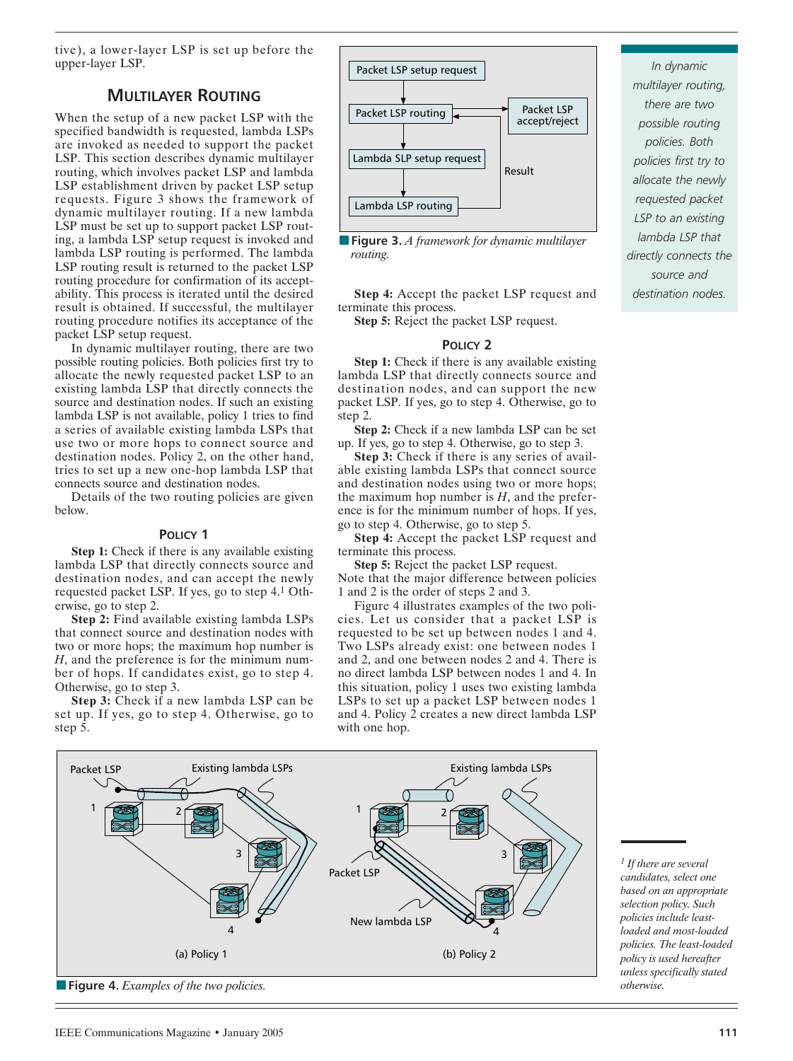tive), a lower-layer LSP is set up before the upper-layer LSP.

## Multilayer Routing

When the setup of a new packet LSP with the specified bandwidth is requested, lambda LSPs are invoked as needed to support the packet LSP. This section describes dynamic multilayer routing, which involves packet LSP and lambda LSP establishment driven by packet LSP setup requests. Figure 3 shows the framework of dynamic multilayer routing. If a new lambda LSP must be set up to support packet LSP routing, a lambda LSP setup request is invoked and lambda LSP routing is performed. The lambda LSP routing result is returned to the packet LSP routing procedure for confirmation of its acceptability. This process is iterated until the desired result is obtained. If successful, the multilayer routing procedure notifies its acceptance of the packet LSP setup request.

In dynamic multilayer routing, there are two possible routing policies. Both policies first try to allocate the newly requested packet LSP to an existing lambda LSP that directly connects the source and destination nodes. If such an existing lambda LSP is not available, policy 1 tries to find a series of available existing lambda LSPs that use two or more hops to connect source and destination nodes. Policy 2, on the other hand, tries to set up a new one-hop lambda LSP that connects source and destination nodes.

Details of the two routing policies are given below.

### Policy 1

**Step 1:** Check if there is any available existing lambda LSP that directly connects source and destination nodes, and can accept the newly requested packet LSP. If yes, go to step 4.[1] Otherwise, go to step 2.

**Step 2:** Find available existing lambda LSPs that connect source and destination nodes with two or more hops; the maximum hop number is $H$, and the preference is for the minimum number of hops. If candidates exist, go to step 4. Otherwise, go to step 3.

**Step 3:** Check if a new lambda LSP can be set up. If yes, go to step 4. Otherwise, go to step 5.

**Step 4:** Accept the packet LSP request and terminate this process.

**Step 5:** Reject the packet LSP request.

Packet LSP setup request → Packet LSP routing → Lambda SLP setup request → Lambda LSP routing → Result → Packet LSP routing → Packet LSP accept/reject

**Figure 3.** *A framework for dynamic multilayer routing.*

### Policy 2

**Step 1:** Check if there is any available existing lambda LSP that directly connects source and destination nodes, and can support the new packet LSP. If yes, go to step 4. Otherwise, go to step 2.

**Step 2:** Check if a new lambda LSP can be set up. If yes, go to step 4. Otherwise, go to step 3.

**Step 3:** Check if there is any series of available existing lambda LSPs that connect source and destination nodes using two or more hops; the maximum hop number is $H$, and the preference is for the minimum number of hops. If yes, go to step 4. Otherwise, go to step 5.

**Step 4:** Accept the packet LSP request and terminate this process.

**Step 5:** Reject the packet LSP request.

Note that the major difference between policies 1 and 2 is the order of steps 2 and 3.

Figure 4 illustrates examples of the two policies. Let us consider that a packet LSP is requested to be set up between nodes 1 and 4. Two LSPs already exist: one between nodes 1 and 2, and one between nodes 2 and 4. There is no direct lambda LSP between nodes 1 and 4. In this situation, policy 1 uses two existing lambda LSPs to set up a packet LSP between nodes 1 and 4. Policy 2 creates a new direct lambda LSP with one hop.

> In dynamic multilayer routing, there are two possible routing policies. Both policies first try to allocate the newly requested packet LSP to an existing lambda LSP that directly connects the source and destination nodes.

(a) Policy 1: Packet LSP; Existing lambda LSPs; nodes 1, 2, 3, 4

(b) Policy 2: Existing lambda LSPs; Packet LSP; New lambda LSP; nodes 1, 2, 3, 4

**Figure 4.** *Examples of the two policies.*

[1] *If there are several candidates, select one based on an appropriate selection policy. Such policies include least-loaded and most-loaded policies. The least-loaded policy is used hereafter unless specifically stated otherwise.*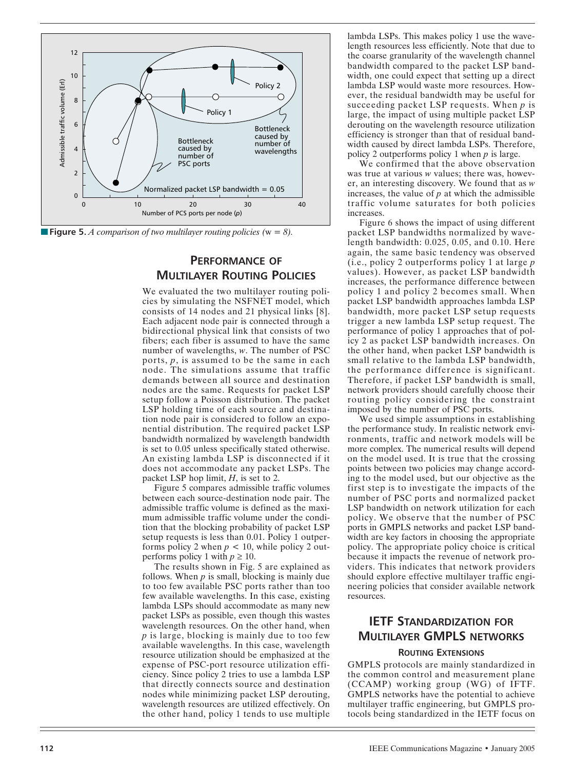**Figure 5.** *A comparison of two multilayer routing policies (*$w = 8$*).*

## PERFORMANCE OF MULTILAYER ROUTING POLICIES

We evaluated the two multilayer routing policies by simulating the NSFNET model, which consists of 14 nodes and 21 physical links [8]. Each adjacent node pair is connected through a bidirectional physical link that consists of two fibers; each fiber is assumed to have the same number of wavelengths, $w$. The number of PSC ports, $p$, is assumed to be the same in each node. The simulations assume that traffic demands between all source and destination nodes are the same. Requests for packet LSP setup follow a Poisson distribution. The packet LSP holding time of each source and destination node pair is considered to follow an exponential distribution. The required packet LSP bandwidth normalized by wavelength bandwidth is set to 0.05 unless specifically stated otherwise. An existing lambda LSP is disconnected if it does not accommodate any packet LSPs. The packet LSP hop limit, $H$, is set to 2.

Figure 5 compares admissible traffic volumes between each source-destination node pair. The admissible traffic volume is defined as the maximum admissible traffic volume under the condition that the blocking probability of packet LSP setup requests is less than 0.01. Policy 1 outperforms policy 2 when $p < 10$, while policy 2 outperforms policy 1 with $p \geq 10$.

The results shown in Fig. 5 are explained as follows. When $p$ is small, blocking is mainly due to too few available PSC ports rather than too few available wavelengths. In this case, existing lambda LSPs should accommodate as many new packet LSPs as possible, even though this wastes wavelength resources. On the other hand, when $p$ is large, blocking is mainly due to too few available wavelengths. In this case, wavelength resource utilization should be emphasized at the expense of PSC-port resource utilization efficiency. Since policy 2 tries to use a lambda LSP that directly connects source and destination nodes while minimizing packet LSP derouting, wavelength resources are utilized effectively. On the other hand, policy 1 tends to use multiple lambda LSPs. This makes policy 1 use the wavelength resources less efficiently. Note that due to the coarse granularity of the wavelength channel bandwidth compared to the packet LSP bandwidth, one could expect that setting up a direct lambda LSP would waste more resources. However, the residual bandwidth may be useful for succeeding packet LSP requests. When $p$ is large, the impact of using multiple packet LSP derouting on the wavelength resource utilization efficiency is stronger than that of residual bandwidth caused by direct lambda LSPs. Therefore, policy 2 outperforms policy 1 when $p$ is large.

We confirmed that the above observation was true at various $w$ values; there was, however, an interesting discovery. We found that as $w$ increases, the value of $p$ at which the admissible traffic volume saturates for both policies increases.

Figure 6 shows the impact of using different packet LSP bandwidths normalized by wavelength bandwidth: 0.025, 0.05, and 0.10. Here again, the same basic tendency was observed (i.e., policy 2 outperforms policy 1 at large $p$ values). However, as packet LSP bandwidth increases, the performance difference between policy 1 and policy 2 becomes small. When packet LSP bandwidth approaches lambda LSP bandwidth, more packet LSP setup requests trigger a new lambda LSP setup request. The performance of policy 1 approaches that of policy 2 as packet LSP bandwidth increases. On the other hand, when packet LSP bandwidth is small relative to the lambda LSP bandwidth, the performance difference is significant. Therefore, if packet LSP bandwidth is small, network providers should carefully choose their routing policy considering the constraint imposed by the number of PSC ports.

We used simple assumptions in establishing the performance study. In realistic network environments, traffic and network models will be more complex. The numerical results will depend on the model used. It is true that the crossing points between two policies may change according to the model used, but our objective as the first step is to investigate the impacts of the number of PSC ports and normalized packet LSP bandwidth on network utilization for each policy. We observe that the number of PSC ports in GMPLS networks and packet LSP bandwidth are key factors in choosing the appropriate policy. The appropriate policy choice is critical because it impacts the revenue of network providers. This indicates that network providers should explore effective multilayer traffic engineering policies that consider available network resources.

## IETF STANDARDIZATION FOR MULTILAYER GMPLS NETWORKS

### ROUTING EXTENSIONS

GMPLS protocols are mainly standardized in the common control and measurement plane (CCAMP) working group (WG) of IFTF. GMPLS networks have the potential to achieve multilayer traffic engineering, but GMPLS protocols being standardized in the IETF focus on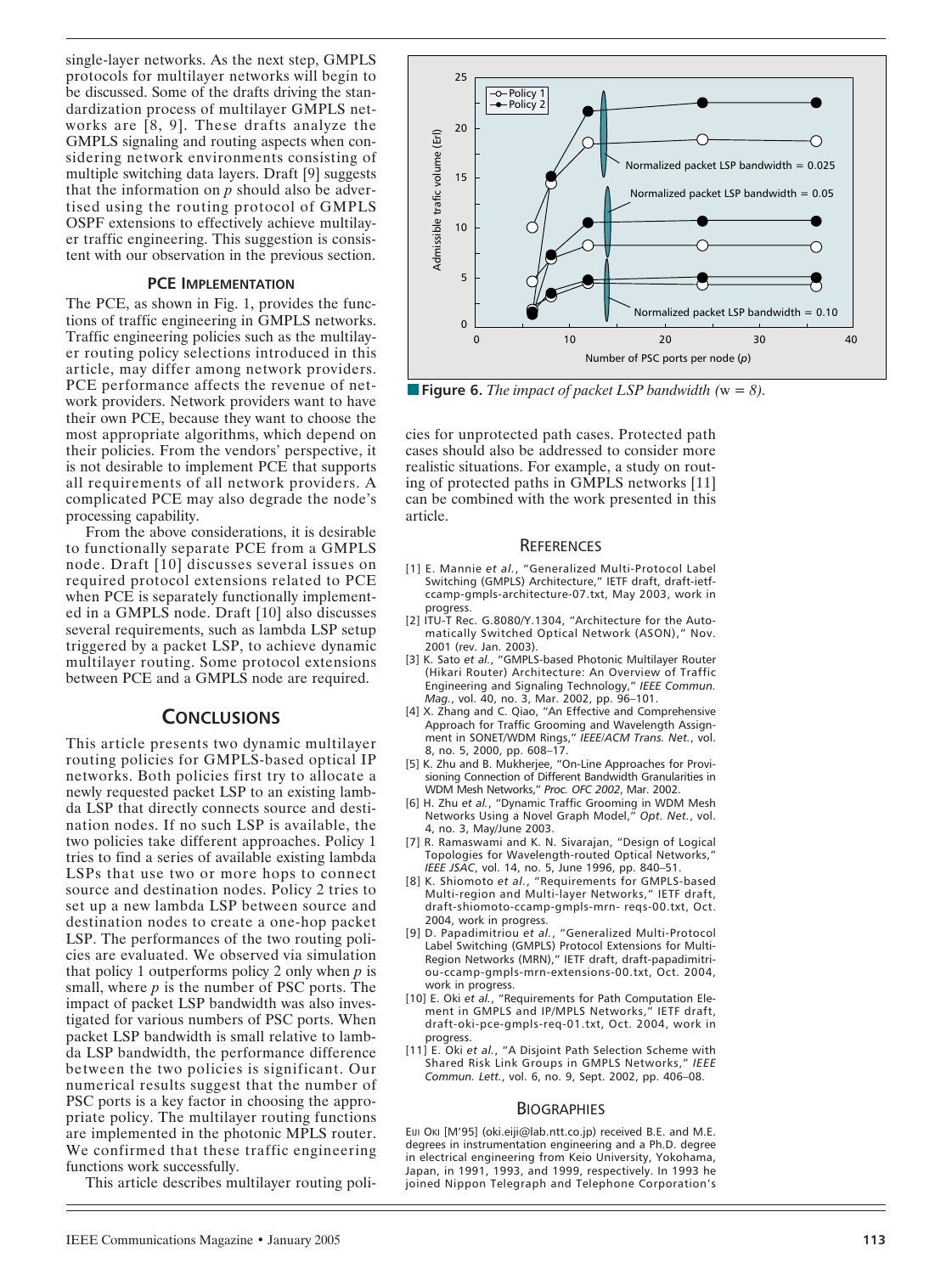single-layer networks. As the next step, GMPLS protocols for multilayer networks will begin to be discussed. Some of the drafts driving the standardization process of multilayer GMPLS networks are [8, 9]. These drafts analyze the GMPLS signaling and routing aspects when considering network environments consisting of multiple switching data layers. Draft [9] suggests that the information on $p$ should also be advertised using the routing protocol of GMPLS OSPF extensions to effectively achieve multilayer traffic engineering. This suggestion is consistent with our observation in the previous section.

### PCE IMPLEMENTATION

The PCE, as shown in Fig. 1, provides the functions of traffic engineering in GMPLS networks. Traffic engineering policies such as the multilayer routing policy selections introduced in this article, may differ among network providers. PCE performance affects the revenue of network providers. Network providers want to have their own PCE, because they want to choose the most appropriate algorithms, which depend on their policies. From the vendors' perspective, it is not desirable to implement PCE that supports all requirements of all network providers. A complicated PCE may also degrade the node's processing capability.

From the above considerations, it is desirable to functionally separate PCE from a GMPLS node. Draft [10] discusses several issues on required protocol extensions related to PCE when PCE is separately functionally implemented in a GMPLS node. Draft [10] also discusses several requirements, such as lambda LSP setup triggered by a packet LSP, to achieve dynamic multilayer routing. Some protocol extensions between PCE and a GMPLS node are required.

## CONCLUSIONS

This article presents two dynamic multilayer routing policies for GMPLS-based optical IP networks. Both policies first try to allocate a newly requested packet LSP to an existing lambda LSP that directly connects source and destination nodes. If no such LSP is available, the two policies take different approaches. Policy 1 tries to find a series of available existing lambda LSPs that use two or more hops to connect source and destination nodes. Policy 2 tries to set up a new lambda LSP between source and destination nodes to create a one-hop packet LSP. The performances of the two routing policies are evaluated. We observed via simulation that policy 1 outperforms policy 2 only when $p$ is small, where $p$ is the number of PSC ports. The impact of packet LSP bandwidth was also investigated for various numbers of PSC ports. When packet LSP bandwidth is small relative to lambda LSP bandwidth, the performance difference between the two policies is significant. Our numerical results suggest that the number of PSC ports is a key factor in choosing the appropriate policy. The multilayer routing functions are implemented in the photonic MPLS router. We confirmed that these traffic engineering functions work successfully.

This article describes multilayer routing policies for unprotected path cases. Protected path cases should also be addressed to consider more realistic situations. For example, a study on routing of protected paths in GMPLS networks [11] can be combined with the work presented in this article.

Policy 1
Policy 2
Admissible trafic volume (Erl)
25
20
15
10
5
0
Normalized packet LSP bandwidth = 0.025
Normalized packet LSP bandwidth = 0.05
Normalized packet LSP bandwidth = 0.10
0
10
20
30
40
Number of PSC ports per node ($p$)

**Figure 6.** *The impact of packet LSP bandwidth (w = 8).*

## REFERENCES

[1] E. Mannie *et al.*, "Generalized Multi-Protocol Label Switching (GMPLS) Architecture," IETF draft, draft-ietf-ccamp-gmpls-architecture-07.txt, May 2003, work in progress.

[2] ITU-T Rec. G.8080/Y.1304, "Architecture for the Automatically Switched Optical Network (ASON)," Nov. 2001 (rev. Jan. 2003).

[3] K. Sato *et al.*, "GMPLS-based Photonic Multilayer Router (Hikari Router) Architecture: An Overview of Traffic Engineering and Signaling Technology," *IEEE Commun. Mag.*, vol. 40, no. 3, Mar. 2002, pp. 96–101.

[4] X. Zhang and C. Qiao, "An Effective and Comprehensive Approach for Traffic Grooming and Wavelength Assignment in SONET/WDM Rings," *IEEE/ACM Trans. Net.*, vol. 8, no. 5, 2000, pp. 608–17.

[5] K. Zhu and B. Mukherjee, "On-Line Approaches for Provisioning Connection of Different Bandwidth Granularities in WDM Mesh Networks," *Proc. OFC 2002*, Mar. 2002.

[6] H. Zhu *et al.*, "Dynamic Traffic Grooming in WDM Mesh Networks Using a Novel Graph Model," *Opt. Net.*, vol. 4, no. 3, May/June 2003.

[7] R. Ramaswami and K. N. Sivarajan, "Design of Logical Topologies for Wavelength-routed Optical Networks," *IEEE JSAC*, vol. 14, no. 5, June 1996, pp. 840–51.

[8] K. Shiomoto *et al.*, "Requirements for GMPLS-based Multi-region and Multi-layer Networks," IETF draft, draft-shiomoto-ccamp-gmpls-mrn- reqs-00.txt, Oct. 2004, work in progress.

[9] D. Papadimitriou *et al.*, "Generalized Multi-Protocol Label Switching (GMPLS) Protocol Extensions for Multi-Region Networks (MRN)," IETF draft, draft-papadimitriou-ccamp-gmpls-mrn-extensions-00.txt, Oct. 2004, work in progress.

[10] E. Oki *et al.*, "Requirements for Path Computation Element in GMPLS and IP/MPLS Networks," IETF draft, draft-oki-pce-gmpls-req-01.txt, Oct. 2004, work in progress.

[11] E. Oki *et al.*, "A Disjoint Path Selection Scheme with Shared Risk Link Groups in GMPLS Networks," *IEEE Commun. Lett.*, vol. 6, no. 9, Sept. 2002, pp. 406–08.

## BIOGRAPHIES

EIJI OKI [M'95] (oki.eiji@lab.ntt.co.jp) received B.E. and M.E. degrees in instrumentation engineering and a Ph.D. degree in electrical engineering from Keio University, Yokohama, Japan, in 1991, 1993, and 1999, respectively. In 1993 he joined Nippon Telegraph and Telephone Corporation's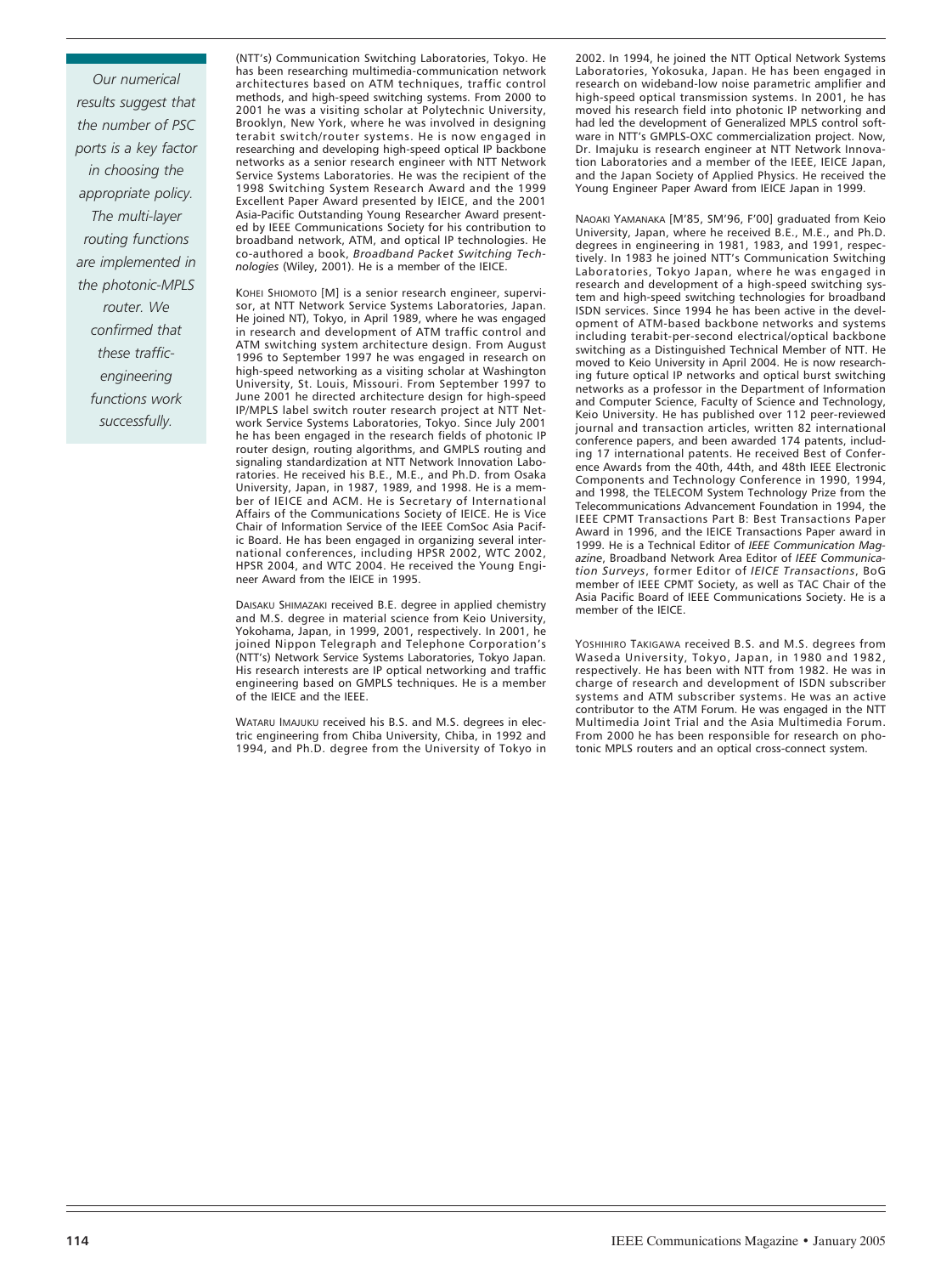*Our numerical results suggest that the number of PSC ports is a key factor in choosing the appropriate policy. The multi-layer routing functions are implemented in the photonic-MPLS router. We confirmed that these traffic-engineering functions work successfully.*

(NTT's) Communication Switching Laboratories, Tokyo. He has been researching multimedia-communication network architectures based on ATM techniques, traffic control methods, and high-speed switching systems. From 2000 to 2001 he was a visiting scholar at Polytechnic University, Brooklyn, New York, where he was involved in designing terabit switch/router systems. He is now engaged in researching and developing high-speed optical IP backbone networks as a senior research engineer with NTT Network Service Systems Laboratories. He was the recipient of the 1998 Switching System Research Award and the 1999 Excellent Paper Award presented by IEICE, and the 2001 Asia-Pacific Outstanding Young Researcher Award presented by IEEE Communications Society for his contribution to broadband network, ATM, and optical IP technologies. He co-authored a book, *Broadband Packet Switching Technologies* (Wiley, 2001). He is a member of the IEICE.

KOHEI SHIOMOTO [M] is a senior research engineer, supervisor, at NTT Network Service Systems Laboratories, Japan. He joined NT), Tokyo, in April 1989, where he was engaged in research and development of ATM traffic control and ATM switching system architecture design. From August 1996 to September 1997 he was engaged in research on high-speed networking as a visiting scholar at Washington University, St. Louis, Missouri. From September 1997 to June 2001 he directed architecture design for high-speed IP/MPLS label switch router research project at NTT Network Service Systems Laboratories, Tokyo. Since July 2001 he has been engaged in the research fields of photonic IP router design, routing algorithms, and GMPLS routing and signaling standardization at NTT Network Innovation Laboratories. He received his B.E., M.E., and Ph.D. from Osaka University, Japan, in 1987, 1989, and 1998. He is a member of IEICE and ACM. He is Secretary of International Affairs of the Communications Society of IEICE. He is Vice Chair of Information Service of the IEEE ComSoc Asia Pacific Board. He has been engaged in organizing several international conferences, including HPSR 2002, WTC 2002, HPSR 2004, and WTC 2004. He received the Young Engineer Award from the IEICE in 1995.

DAISAKU SHIMAZAKI received B.E. degree in applied chemistry and M.S. degree in material science from Keio University, Yokohama, Japan, in 1999, 2001, respectively. In 2001, he joined Nippon Telegraph and Telephone Corporation's (NTT's) Network Service Systems Laboratories, Tokyo Japan. His research interests are IP optical networking and traffic engineering based on GMPLS techniques. He is a member of the IEICE and the IEEE.

WATARU IMAJUKU received his B.S. and M.S. degrees in electric engineering from Chiba University, Chiba, in 1992 and 1994, and Ph.D. degree from the University of Tokyo in 2002. In 1994, he joined the NTT Optical Network Systems Laboratories, Yokosuka, Japan. He has been engaged in research on wideband-low noise parametric amplifier and high-speed optical transmission systems. In 2001, he has moved his research field into photonic IP networking and had led the development of Generalized MPLS control software in NTT's GMPLS-OXC commercialization project. Now, Dr. Imajuku is research engineer at NTT Network Innovation Laboratories and a member of the IEEE, IEICE Japan, and the Japan Society of Applied Physics. He received the Young Engineer Paper Award from IEICE Japan in 1999.

NAOAKI YAMANAKA [M'85, SM'96, F'00] graduated from Keio University, Japan, where he received B.E., M.E., and Ph.D. degrees in engineering in 1981, 1983, and 1991, respectively. In 1983 he joined NTT's Communication Switching Laboratories, Tokyo Japan, where he was engaged in research and development of a high-speed switching system and high-speed switching technologies for broadband ISDN services. Since 1994 he has been active in the development of ATM-based backbone networks and systems including terabit-per-second electrical/optical backbone switching as a Distinguished Technical Member of NTT. He moved to Keio University in April 2004. He is now researching future optical IP networks and optical burst switching networks as a professor in the Department of Information and Computer Science, Faculty of Science and Technology, Keio University. He has published over 112 peer-reviewed journal and transaction articles, written 82 international conference papers, and been awarded 174 patents, including 17 international patents. He received Best of Conference Awards from the 40th, 44th, and 48th IEEE Electronic Components and Technology Conference in 1990, 1994, and 1998, the TELECOM System Technology Prize from the Telecommunications Advancement Foundation in 1994, the IEEE CPMT Transactions Part B: Best Transactions Paper Award in 1996, and the IEICE Transactions Paper award in 1999. He is a Technical Editor of *IEEE Communication Magazine*, Broadband Network Area Editor of *IEEE Communication Surveys*, former Editor of *IEICE Transactions*, BoG member of IEEE CPMT Society, as well as TAC Chair of the Asia Pacific Board of IEEE Communications Society. He is a member of the IEICE.

YOSHIHIRO TAKIGAWA received B.S. and M.S. degrees from Waseda University, Tokyo, Japan, in 1980 and 1982, respectively. He has been with NTT from 1982. He was in charge of research and development of ISDN subscriber systems and ATM subscriber systems. He was an active contributor to the ATM Forum. He was engaged in the NTT Multimedia Joint Trial and the Asia Multimedia Forum. From 2000 he has been responsible for research on photonic MPLS routers and an optical cross-connect system.